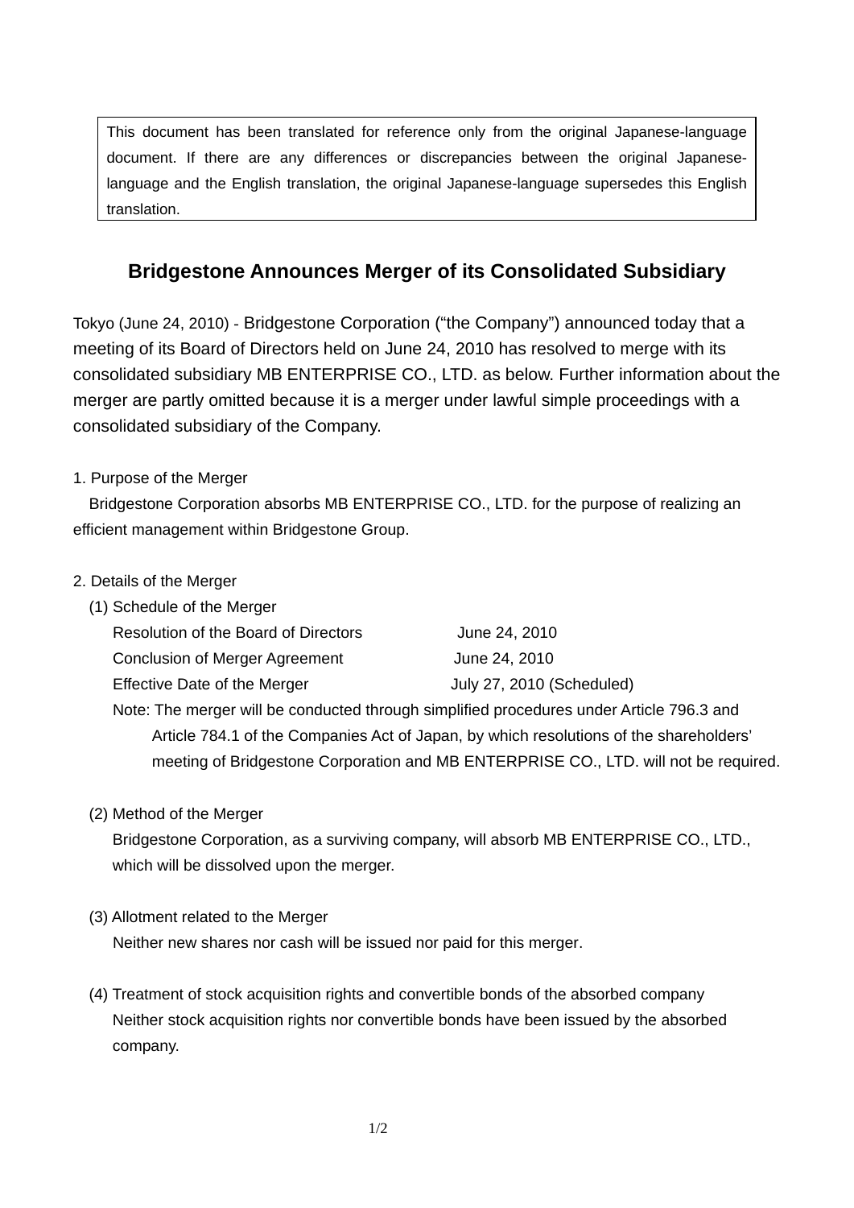This document has been translated for reference only from the original Japanese-language document. If there are any differences or discrepancies between the original Japanese-language and the English translation, the original Japanese-language supersedes this English translation.

# Bridgestone Announces Merger of its Consolidated Subsidiary

Tokyo (June 24, 2010) - Bridgestone Corporation ("the Company") announced today that a meeting of its Board of Directors held on June 24, 2010 has resolved to merge with its consolidated subsidiary MB ENTERPRISE CO., LTD. as below. Further information about the merger are partly omitted because it is a merger under lawful simple proceedings with a consolidated subsidiary of the Company.

1. Purpose of the Merger

Bridgestone Corporation absorbs MB ENTERPRISE CO., LTD. for the purpose of realizing an efficient management within Bridgestone Group.

2. Details of the Merger

(1) Schedule of the Merger

| | |
|---|---|
| Resolution of the Board of Directors | June 24, 2010 |
| Conclusion of Merger Agreement | June 24, 2010 |
| Effective Date of the Merger | July 27, 2010 (Scheduled) |

Note: The merger will be conducted through simplified procedures under Article 796.3 and Article 784.1 of the Companies Act of Japan, by which resolutions of the shareholders' meeting of Bridgestone Corporation and MB ENTERPRISE CO., LTD. will not be required.

(2) Method of the Merger

Bridgestone Corporation, as a surviving company, will absorb MB ENTERPRISE CO., LTD., which will be dissolved upon the merger.

(3) Allotment related to the Merger

Neither new shares nor cash will be issued nor paid for this merger.

(4) Treatment of stock acquisition rights and convertible bonds of the absorbed company

Neither stock acquisition rights nor convertible bonds have been issued by the absorbed company.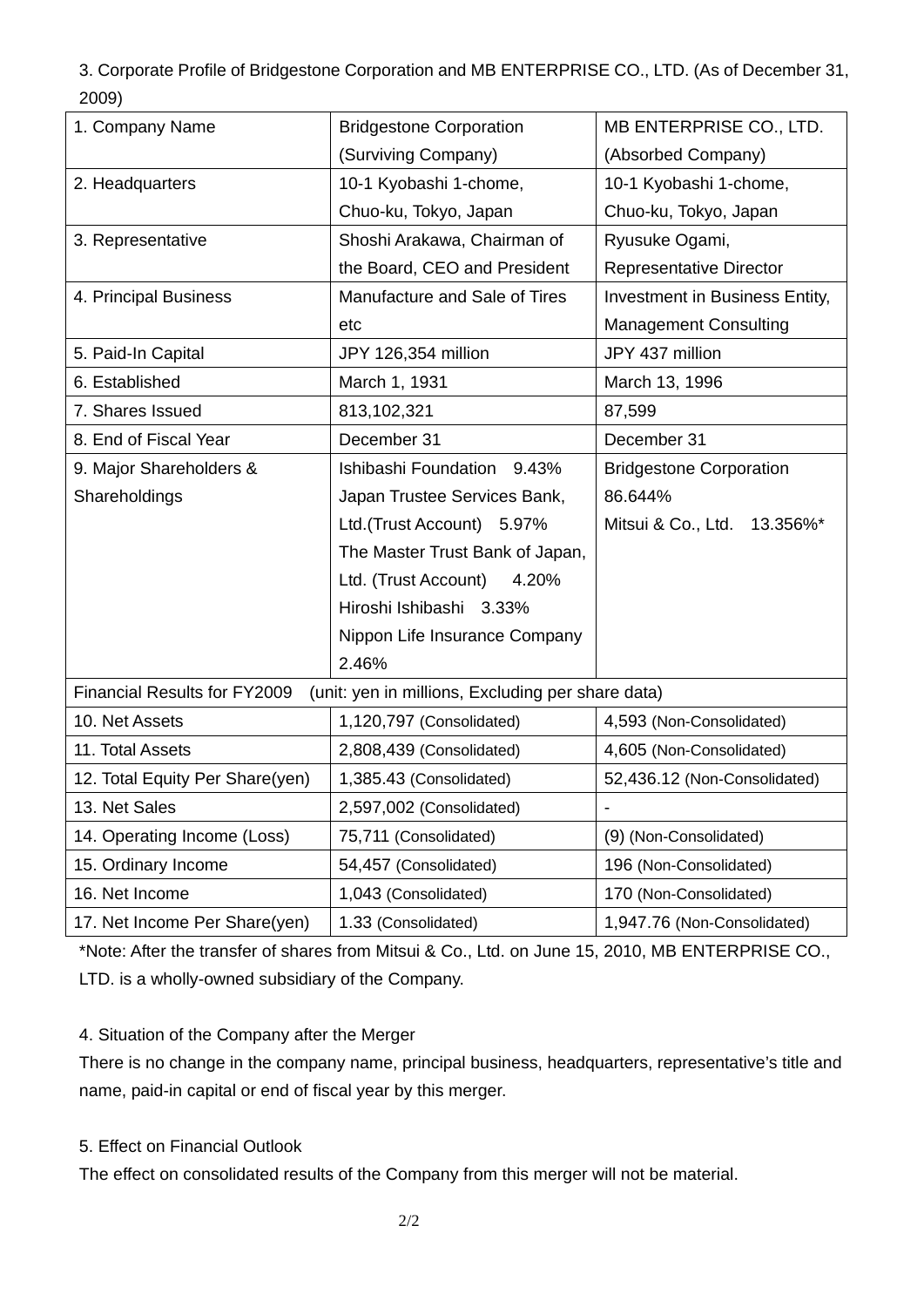3. Corporate Profile of Bridgestone Corporation and MB ENTERPRISE CO., LTD. (As of December 31, 2009)

| | | |
|---|---|---|
| 1. Company Name | Bridgestone Corporation (Surviving Company) | MB ENTERPRISE CO., LTD. (Absorbed Company) |
| 2. Headquarters | 10-1 Kyobashi 1-chome, Chuo-ku, Tokyo, Japan | 10-1 Kyobashi 1-chome, Chuo-ku, Tokyo, Japan |
| 3. Representative | Shoshi Arakawa, Chairman of the Board, CEO and President | Ryusuke Ogami, Representative Director |
| 4. Principal Business | Manufacture and Sale of Tires etc | Investment in Business Entity, Management Consulting |
| 5. Paid-In Capital | JPY 126,354 million | JPY 437 million |
| 6. Established | March 1, 1931 | March 13, 1996 |
| 7. Shares Issued | 813,102,321 | 87,599 |
| 8. End of Fiscal Year | December 31 | December 31 |
| 9. Major Shareholders & Shareholdings | Ishibashi Foundation 9.43%<br>Japan Trustee Services Bank, Ltd.(Trust Account) 5.97%<br>The Master Trust Bank of Japan, Ltd. (Trust Account) 4.20%<br>Hiroshi Ishibashi 3.33%<br>Nippon Life Insurance Company 2.46% | Bridgestone Corporation 86.644%<br>Mitsui & Co., Ltd. 13.356%* |
| Financial Results for FY2009 (unit: yen in millions, Excluding per share data) | | |
| 10. Net Assets | 1,120,797 (Consolidated) | 4,593 (Non-Consolidated) |
| 11. Total Assets | 2,808,439 (Consolidated) | 4,605 (Non-Consolidated) |
| 12. Total Equity Per Share(yen) | 1,385.43 (Consolidated) | 52,436.12 (Non-Consolidated) |
| 13. Net Sales | 2,597,002 (Consolidated) | - |
| 14. Operating Income (Loss) | 75,711 (Consolidated) | (9) (Non-Consolidated) |
| 15. Ordinary Income | 54,457 (Consolidated) | 196 (Non-Consolidated) |
| 16. Net Income | 1,043 (Consolidated) | 170 (Non-Consolidated) |
| 17. Net Income Per Share(yen) | 1.33 (Consolidated) | 1,947.76 (Non-Consolidated) |

*Note: After the transfer of shares from Mitsui & Co., Ltd. on June 15, 2010, MB ENTERPRISE CO., LTD. is a wholly-owned subsidiary of the Company.

4. Situation of the Company after the Merger

There is no change in the company name, principal business, headquarters, representative's title and name, paid-in capital or end of fiscal year by this merger.

5. Effect on Financial Outlook

The effect on consolidated results of the Company from this merger will not be material.